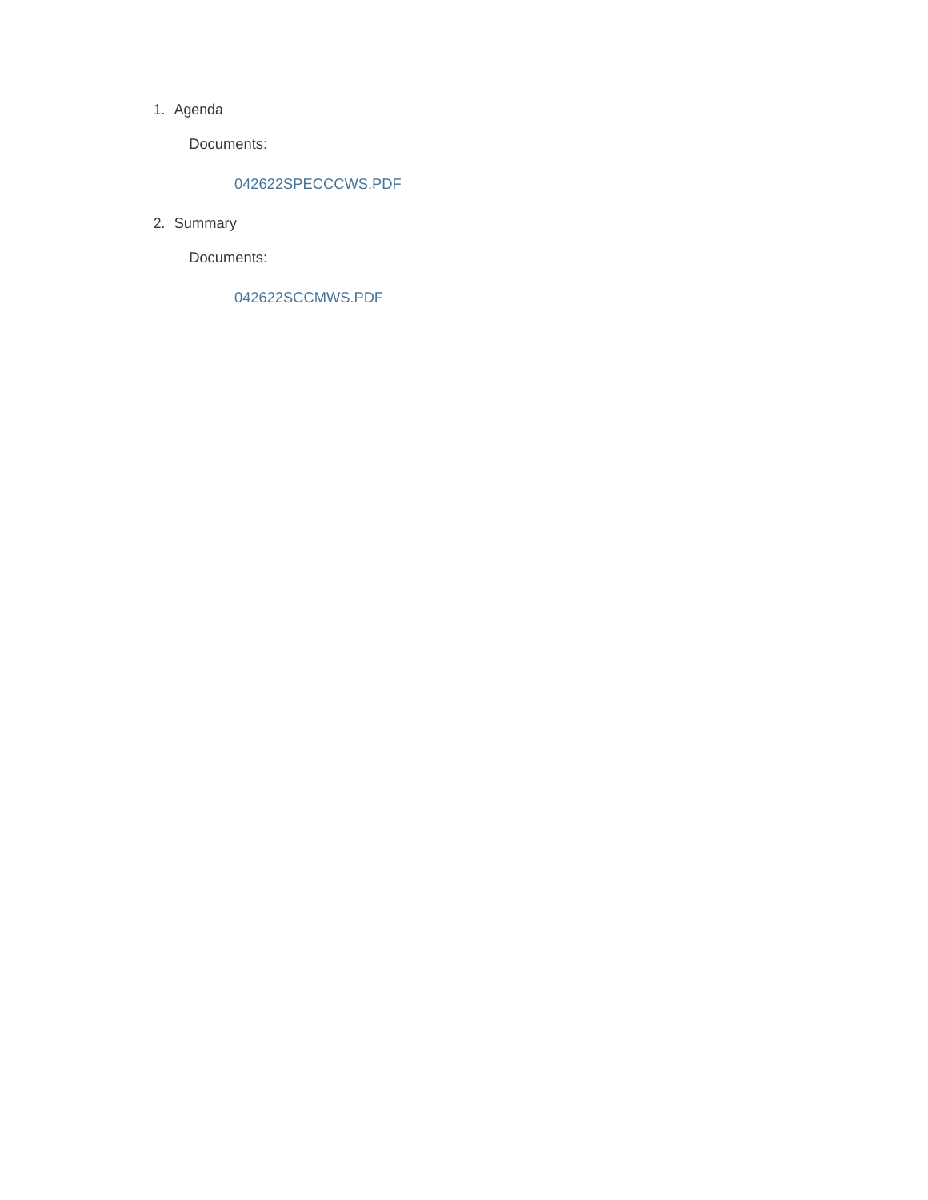1. Agenda

   Documents:

   042622SPECCCWS.PDF

2. Summary

   Documents:

   042622SCCMWS.PDF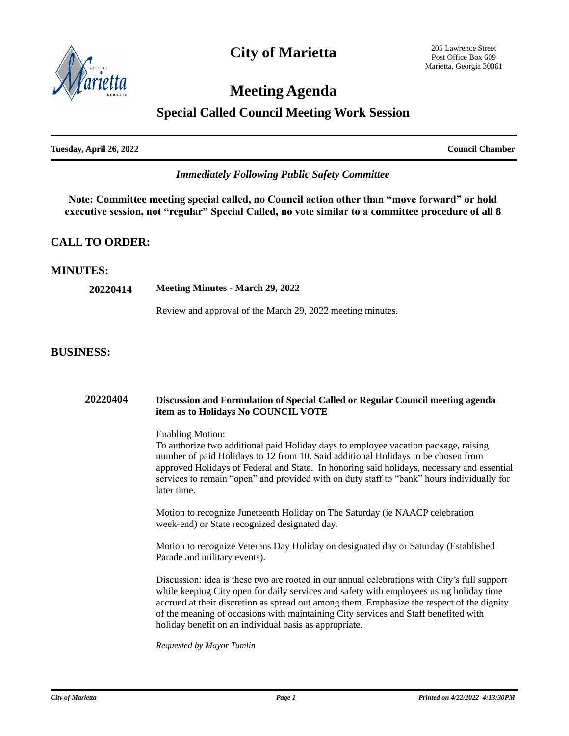# City of Marietta

205 Lawrence Street
Post Office Box 609
Marietta, Georgia 30061

# Meeting Agenda

## Special Called Council Meeting Work Session

**Tuesday, April 26, 2022** **Council Chamber**

*Immediately Following Public Safety Committee*

**Note: Committee meeting special called, no Council action other than "move forward" or hold executive session, not "regular" Special Called, no vote similar to a committee procedure of all 8**

## CALL TO ORDER:

## MINUTES:

**20220414** **Meeting Minutes - March 29, 2022**

Review and approval of the March 29, 2022 meeting minutes.

## BUSINESS:

**20220404** **Discussion and Formulation of Special Called or Regular Council meeting agenda item as to Holidays No COUNCIL VOTE**

Enabling Motion:
To authorize two additional paid Holiday days to employee vacation package, raising number of paid Holidays to 12 from 10. Said additional Holidays to be chosen from approved Holidays of Federal and State. In honoring said holidays, necessary and essential services to remain "open" and provided with on duty staff to "bank" hours individually for later time.

Motion to recognize Juneteenth Holiday on The Saturday (ie NAACP celebration week-end) or State recognized designated day.

Motion to recognize Veterans Day Holiday on designated day or Saturday (Established Parade and military events).

Discussion: idea is these two are rooted in our annual celebrations with City's full support while keeping City open for daily services and safety with employees using holiday time accrued at their discretion as spread out among them. Emphasize the respect of the dignity of the meaning of occasions with maintaining City services and Staff benefited with holiday benefit on an individual basis as appropriate.

*Requested by Mayor Tumlin*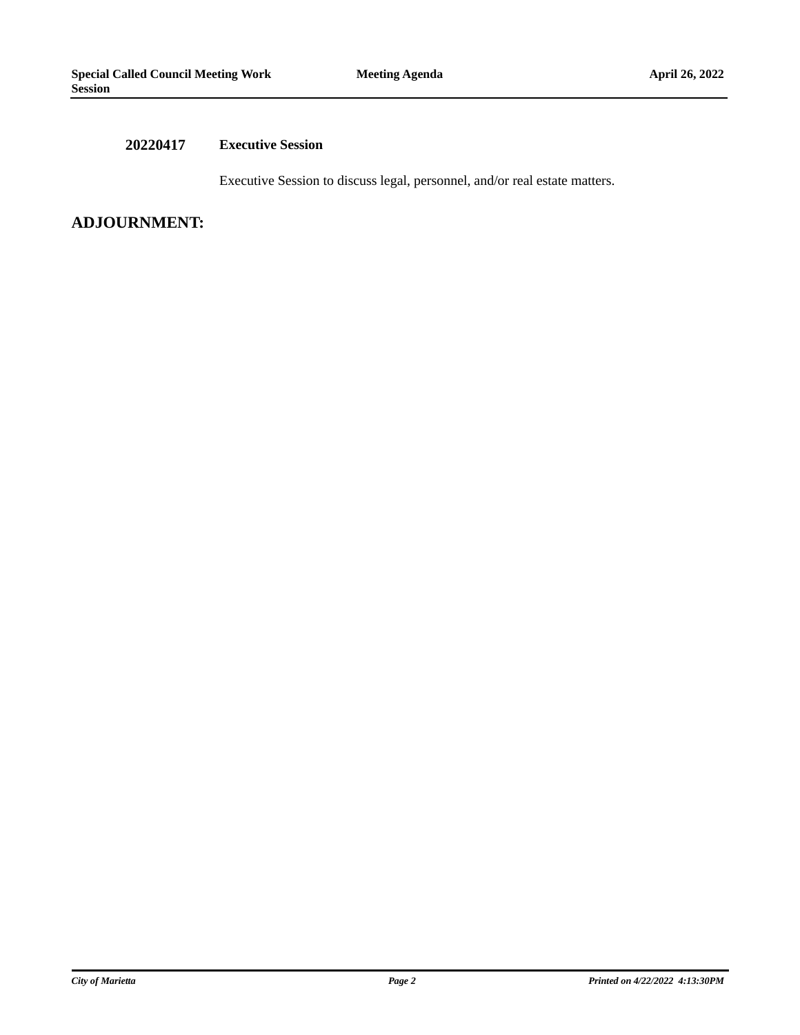**20220417** **Executive Session**

Executive Session to discuss legal, personnel, and/or real estate matters.

## ADJOURNMENT: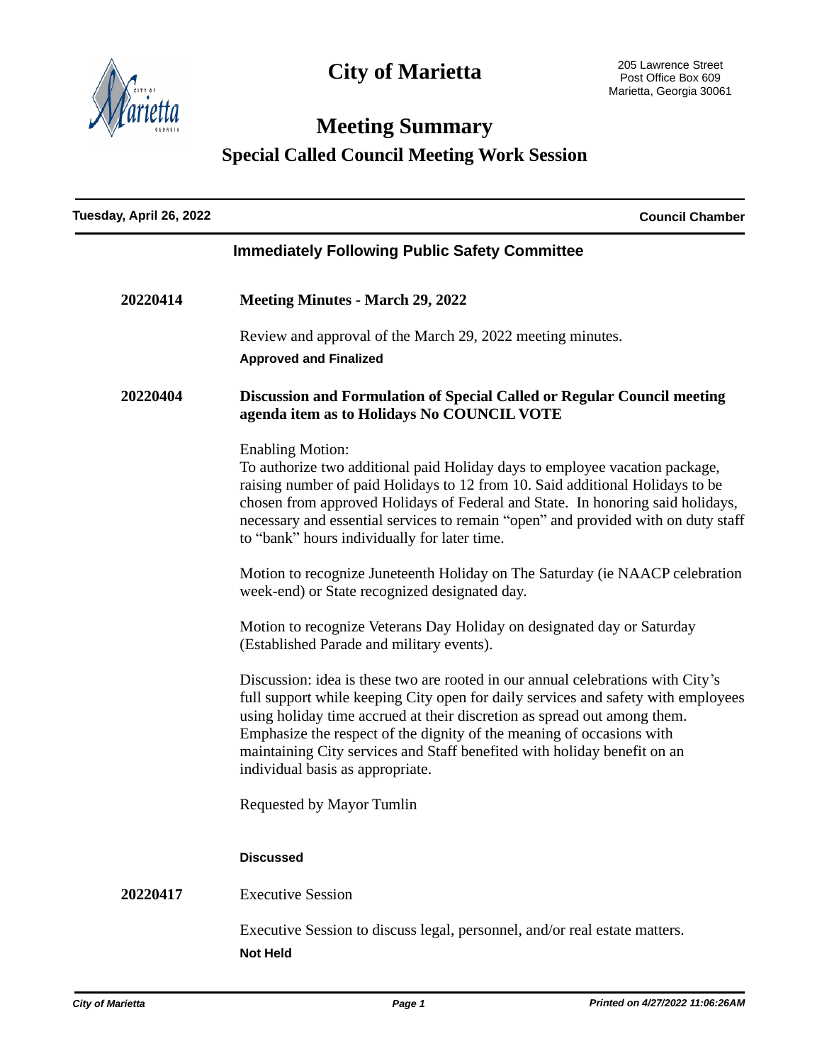# City of Marietta

205 Lawrence Street
Post Office Box 609
Marietta, Georgia 30061

## Meeting Summary

### Special Called Council Meeting Work Session

**Tuesday, April 26, 2022** **Council Chamber**

**Immediately Following Public Safety Committee**

**20220414** **Meeting Minutes - March 29, 2022**

Review and approval of the March 29, 2022 meeting minutes.

**Approved and Finalized**

**20220404** **Discussion and Formulation of Special Called or Regular Council meeting agenda item as to Holidays No COUNCIL VOTE**

Enabling Motion:
To authorize two additional paid Holiday days to employee vacation package, raising number of paid Holidays to 12 from 10. Said additional Holidays to be chosen from approved Holidays of Federal and State. In honoring said holidays, necessary and essential services to remain "open" and provided with on duty staff to "bank" hours individually for later time.

Motion to recognize Juneteenth Holiday on The Saturday (ie NAACP celebration week-end) or State recognized designated day.

Motion to recognize Veterans Day Holiday on designated day or Saturday (Established Parade and military events).

Discussion: idea is these two are rooted in our annual celebrations with City's full support while keeping City open for daily services and safety with employees using holiday time accrued at their discretion as spread out among them. Emphasize the respect of the dignity of the meaning of occasions with maintaining City services and Staff benefited with holiday benefit on an individual basis as appropriate.

Requested by Mayor Tumlin

**Discussed**

**20220417** Executive Session

Executive Session to discuss legal, personnel, and/or real estate matters.

**Not Held**